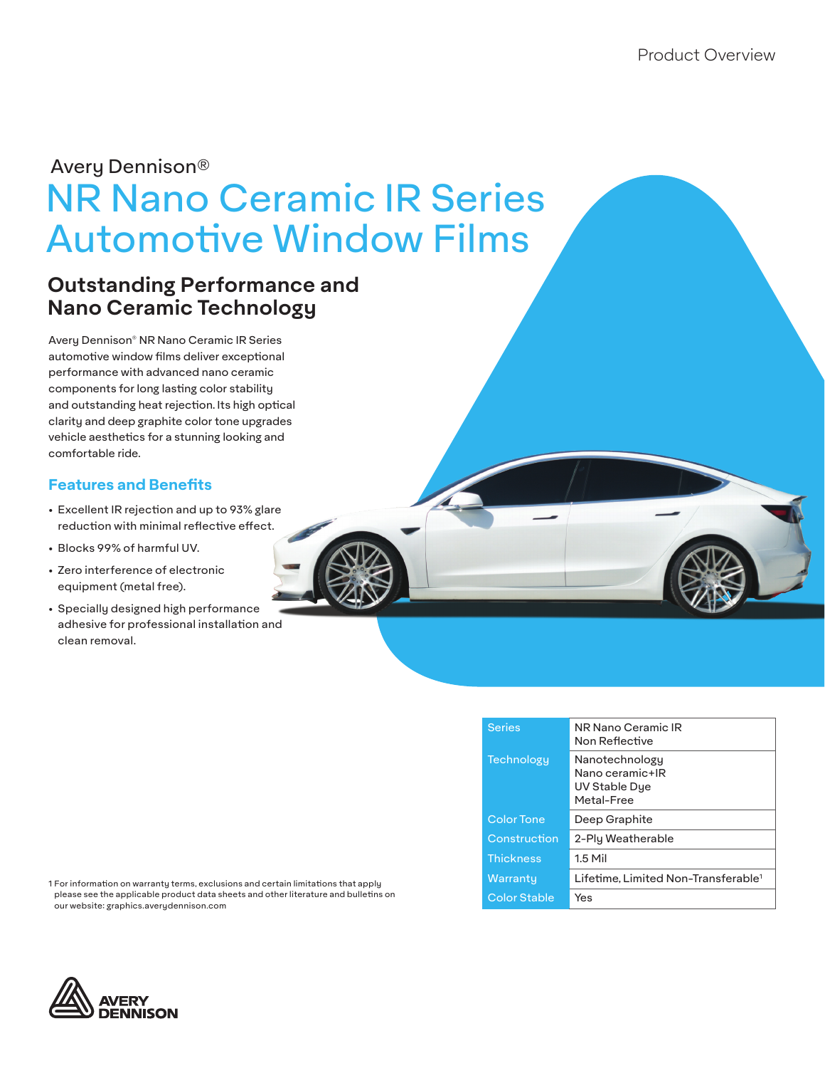Product Overview

Avery Dennison®

# NR Nano Ceramic IR Series Automotive Window Films

## Outstanding Performance and Nano Ceramic Technology

Avery Dennison® NR Nano Ceramic IR Series automotive window films deliver exceptional performance with advanced nano ceramic components for long lasting color stability and outstanding heat rejection. Its high optical clarity and deep graphite color tone upgrades vehicle aesthetics for a stunning looking and comfortable ride.

### Features and Benefits

- Excellent IR rejection and up to 93% glare reduction with minimal reflective effect.
- Blocks 99% of harmful UV.
- Zero interference of electronic equipment (metal free).
- Specially designed high performance adhesive for professional installation and clean removal.

| | |
|---|---|
| Series | NR Nano Ceramic IR<br>Non Reflective |
| Technology | Nanotechnology<br>Nano ceramic+IR<br>UV Stable Dye<br>Metal-Free |
| Color Tone | Deep Graphite |
| Construction | 2-Ply Weatherable |
| Thickness | 1.5 Mil |
| Warranty | Lifetime, Limited Non-Transferable[1] |
| Color Stable | Yes |

1 For information on warranty terms, exclusions and certain limitations that apply please see the applicable product data sheets and other literature and bulletins on our website: graphics.averydennison.com

AVERY DENNISON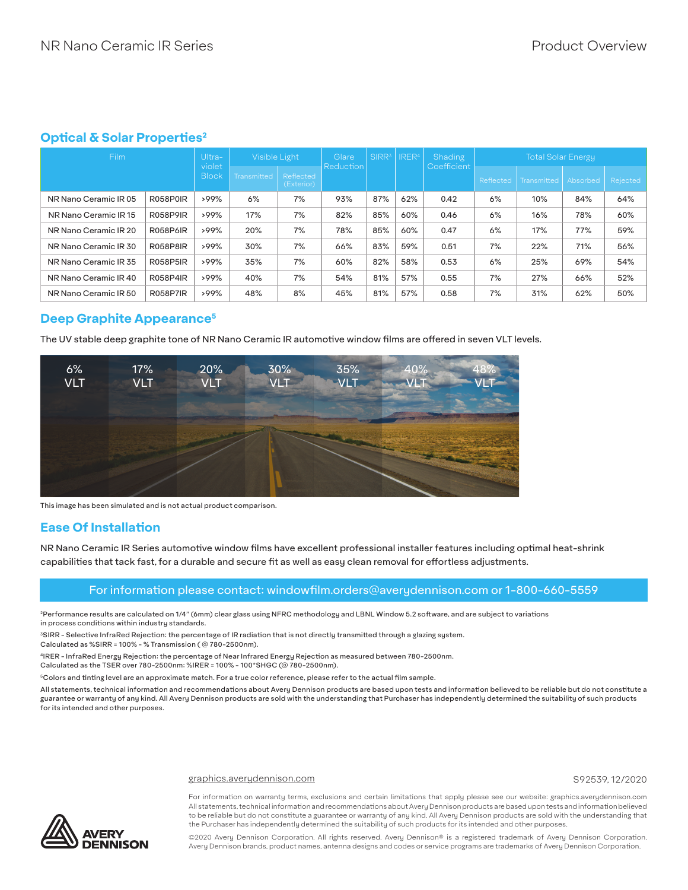## Optical & Solar Properties[2]

| Film | | Ultra-violet Block | Visible Light | | Glare Reduction | SIRR[3] | IRER[4] | Shading Coefficient | Total Solar Energy | | | |
|---|---|---|---|---|---|---|---|---|---|---|---|---|
| | | | Transmitted | Reflected (Exterior) | | | | | Reflected | Transmitted | Absorbed | Rejected |
| NR Nano Ceramic IR 05 | R058P0IR | >99% | 6% | 7% | 93% | 87% | 62% | 0.42 | 6% | 10% | 84% | 64% |
| NR Nano Ceramic IR 15 | R058P9IR | >99% | 17% | 7% | 82% | 85% | 60% | 0.46 | 6% | 16% | 78% | 60% |
| NR Nano Ceramic IR 20 | R058P6IR | >99% | 20% | 7% | 78% | 85% | 60% | 0.47 | 6% | 17% | 77% | 59% |
| NR Nano Ceramic IR 30 | R058P8IR | >99% | 30% | 7% | 66% | 83% | 59% | 0.51 | 7% | 22% | 71% | 56% |
| NR Nano Ceramic IR 35 | R058P5IR | >99% | 35% | 7% | 60% | 82% | 58% | 0.53 | 6% | 25% | 69% | 54% |
| NR Nano Ceramic IR 40 | R058P4IR | >99% | 40% | 7% | 54% | 81% | 57% | 0.55 | 7% | 27% | 66% | 52% |
| NR Nano Ceramic IR 50 | R058P7IR | >99% | 48% | 8% | 45% | 81% | 57% | 0.58 | 7% | 31% | 62% | 50% |

## Deep Graphite Appearance[5]

The UV stable deep graphite tone of NR Nano Ceramic IR automotive window films are offered in seven VLT levels.

6% VLT
17% VLT
20% VLT
30% VLT
35% VLT
40% VLT
48% VLT

This image has been simulated and is not actual product comparison.

## Ease Of Installation

NR Nano Ceramic IR Series automotive window films have excellent professional installer features including optimal heat-shrink capabilities that tack fast, for a durable and secure fit as well as easy clean removal for effortless adjustments.

**For information please contact: windowfilm.orders@averydennison.com or 1-800-660-5559**

[2]Performance results are calculated on 1/4" (6mm) clear glass using NFRC methodology and LBNL Window 5.2 software, and are subject to variations in process conditions within industry standards.

[3]SIRR - Selective InfraRed Rejection: the percentage of IR radiation that is not directly transmitted through a glazing system. Calculated as %SIRR = 100% - % Transmission ( @ 780-2500nm).

[4]IRER - InfraRed Energy Rejection: the percentage of Near Infrared Energy Rejection as measured between 780-2500nm. Calculated as the TSER over 780-2500nm: %IRER = 100% - 100*SHGC (@ 780-2500nm).

[5]Colors and tinting level are an approximate match. For a true color reference, please refer to the actual film sample.

All statements, technical information and recommendations about Avery Dennison products are based upon tests and information believed to be reliable but do not constitute a guarantee or warranty of any kind. All Avery Dennison products are sold with the understanding that Purchaser has independently determined the suitability of such products for its intended and other purposes.

graphics.averydennison.com

S92539, 12/2020

For information on warranty terms, exclusions and certain limitations that apply please see our website: graphics.averydennison.com All statements, technical information and recommendations about Avery Dennison products are based upon tests and information believed to be reliable but do not constitute a guarantee or warranty of any kind. All Avery Dennison products are sold with the understanding that the Purchaser has independently determined the suitability of such products for its intended and other purposes.

©2020 Avery Dennison Corporation. All rights reserved. Avery Dennison® is a registered trademark of Avery Dennison Corporation. Avery Dennison brands, product names, antenna designs and codes or service programs are trademarks of Avery Dennison Corporation.

AVERY DENNISON